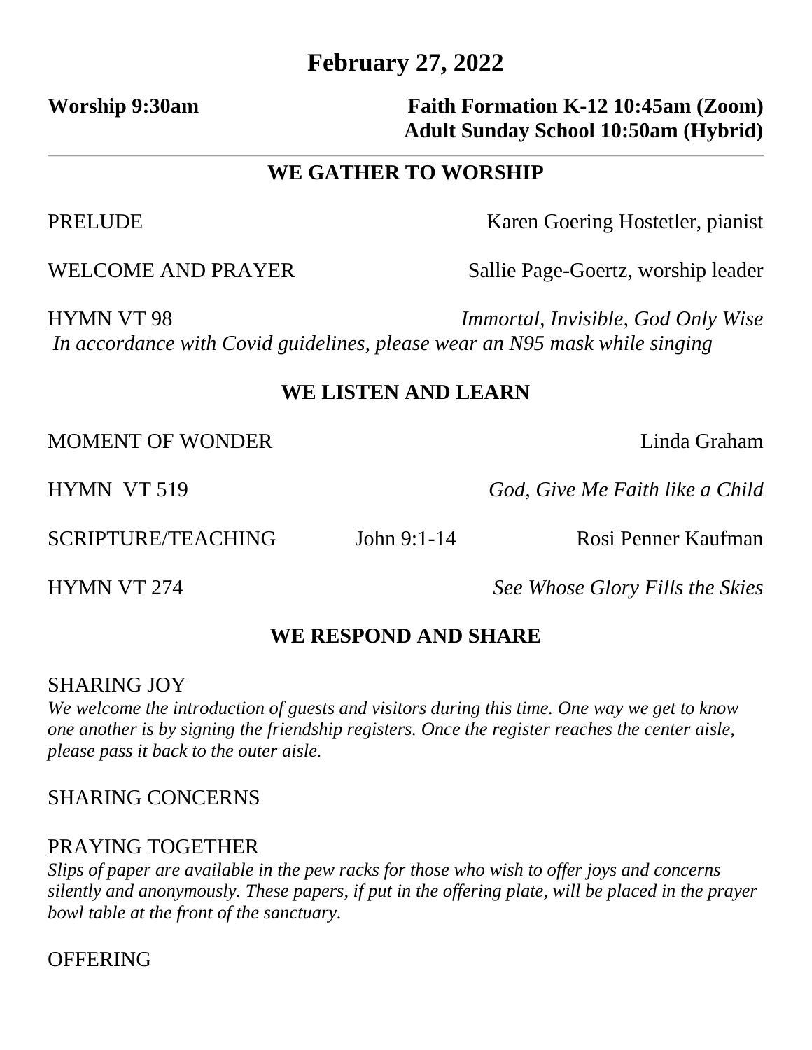# February 27, 2022

**Worship 9:30am**

**Faith Formation K-12 10:45am (Zoom)**
**Adult Sunday School 10:50am (Hybrid)**

---

## WE GATHER TO WORSHIP

PRELUDE — Karen Goering Hostetler, pianist

WELCOME AND PRAYER — Sallie Page-Goertz, worship leader

HYMN VT 98 — *Immortal, Invisible, God Only Wise*
*In accordance with Covid guidelines, please wear an N95 mask while singing*

## WE LISTEN AND LEARN

MOMENT OF WONDER — Linda Graham

HYMN VT 519 — *God, Give Me Faith like a Child*

SCRIPTURE/TEACHING — John 9:1-14 — Rosi Penner Kaufman

HYMN VT 274 — *See Whose Glory Fills the Skies*

## WE RESPOND AND SHARE

SHARING JOY
*We welcome the introduction of guests and visitors during this time. One way we get to know one another is by signing the friendship registers. Once the register reaches the center aisle, please pass it back to the outer aisle.*

SHARING CONCERNS

PRAYING TOGETHER
*Slips of paper are available in the pew racks for those who wish to offer joys and concerns silently and anonymously. These papers, if put in the offering plate, will be placed in the prayer bowl table at the front of the sanctuary.*

OFFERING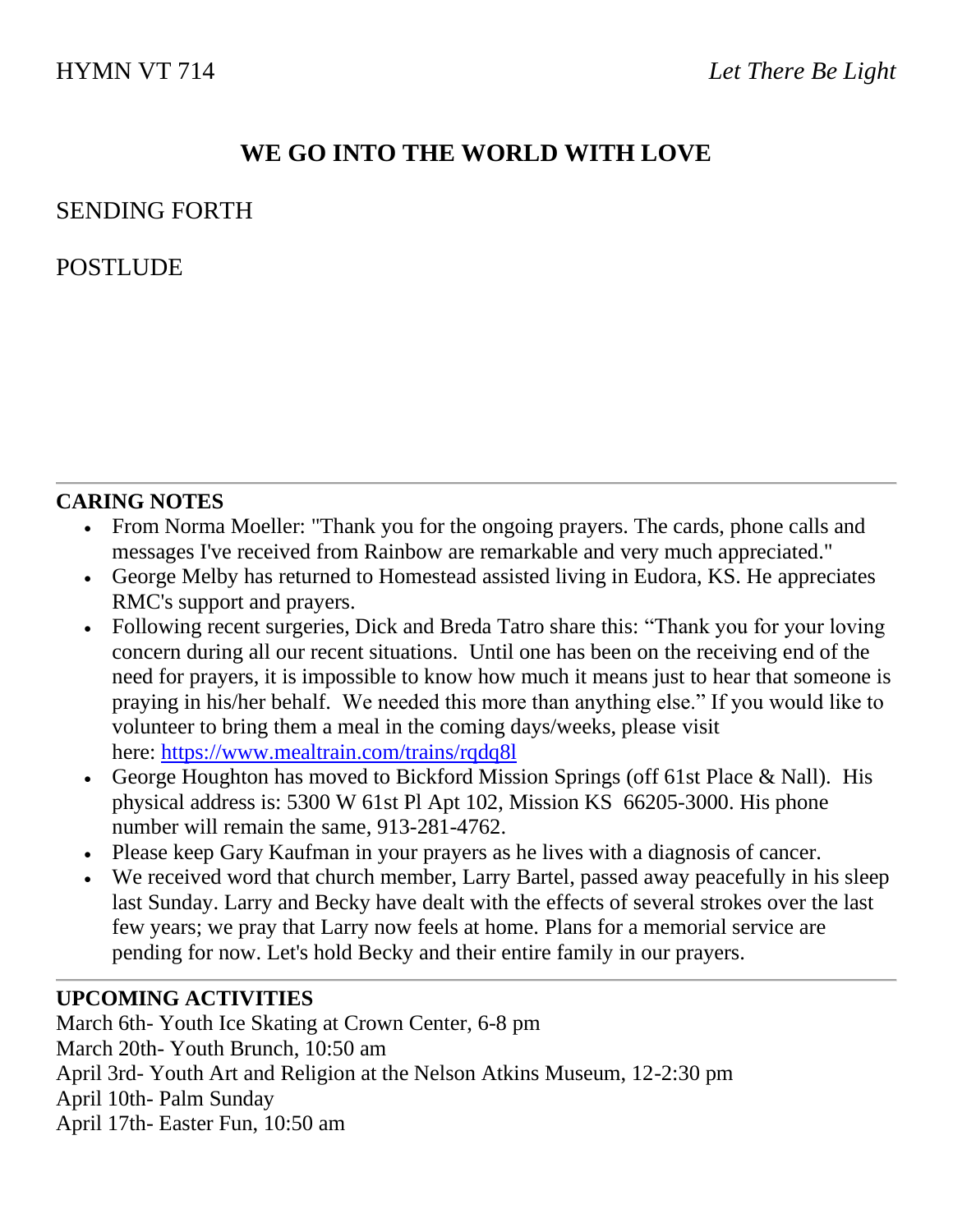HYMN VT 714 *Let There Be Light*

## WE GO INTO THE WORLD WITH LOVE

SENDING FORTH

POSTLUDE

---

**CARING NOTES**

- From Norma Moeller: "Thank you for the ongoing prayers. The cards, phone calls and messages I've received from Rainbow are remarkable and very much appreciated."
- George Melby has returned to Homestead assisted living in Eudora, KS. He appreciates RMC's support and prayers.
- Following recent surgeries, Dick and Breda Tatro share this: "Thank you for your loving concern during all our recent situations. Until one has been on the receiving end of the need for prayers, it is impossible to know how much it means just to hear that someone is praying in his/her behalf. We needed this more than anything else." If you would like to volunteer to bring them a meal in the coming days/weeks, please visit here: [https://www.mealtrain.com/trains/rqdq8l](https://www.mealtrain.com/trains/rqdq8l)
- George Houghton has moved to Bickford Mission Springs (off 61st Place & Nall). His physical address is: 5300 W 61st Pl Apt 102, Mission KS 66205-3000. His phone number will remain the same, 913-281-4762.
- Please keep Gary Kaufman in your prayers as he lives with a diagnosis of cancer.
- We received word that church member, Larry Bartel, passed away peacefully in his sleep last Sunday. Larry and Becky have dealt with the effects of several strokes over the last few years; we pray that Larry now feels at home. Plans for a memorial service are pending for now. Let's hold Becky and their entire family in our prayers.

---

**UPCOMING ACTIVITIES**

March 6th- Youth Ice Skating at Crown Center, 6-8 pm
March 20th- Youth Brunch, 10:50 am
April 3rd- Youth Art and Religion at the Nelson Atkins Museum, 12-2:30 pm
April 10th- Palm Sunday
April 17th- Easter Fun, 10:50 am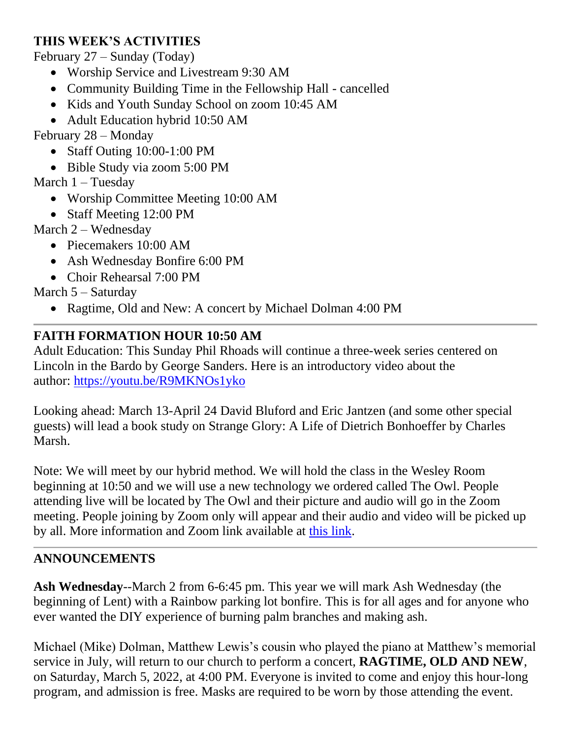## THIS WEEK'S ACTIVITIES

February 27 – Sunday (Today)

- Worship Service and Livestream 9:30 AM
- Community Building Time in the Fellowship Hall - cancelled
- Kids and Youth Sunday School on zoom 10:45 AM
- Adult Education hybrid 10:50 AM

February 28 – Monday

- Staff Outing 10:00-1:00 PM
- Bible Study via zoom 5:00 PM

March 1 – Tuesday

- Worship Committee Meeting 10:00 AM
- Staff Meeting 12:00 PM

March 2 – Wednesday

- Piecemakers 10:00 AM
- Ash Wednesday Bonfire 6:00 PM
- Choir Rehearsal 7:00 PM

March 5 – Saturday

- Ragtime, Old and New: A concert by Michael Dolman 4:00 PM

---

## FAITH FORMATION HOUR 10:50 AM

Adult Education: This Sunday Phil Rhoads will continue a three-week series centered on Lincoln in the Bardo by George Sanders. Here is an introductory video about the author: [https://youtu.be/R9MKNOs1yko](https://youtu.be/R9MKNOs1yko)

Looking ahead: March 13-April 24 David Bluford and Eric Jantzen (and some other special guests) will lead a book study on Strange Glory: A Life of Dietrich Bonhoeffer by Charles Marsh.

Note: We will meet by our hybrid method. We will hold the class in the Wesley Room beginning at 10:50 and we will use a new technology we ordered called The Owl. People attending live will be located by The Owl and their picture and audio will go in the Zoom meeting. People joining by Zoom only will appear and their audio and video will be picked up by all. More information and Zoom link available at this link.

---

## ANNOUNCEMENTS

**Ash Wednesday**--March 2 from 6-6:45 pm. This year we will mark Ash Wednesday (the beginning of Lent) with a Rainbow parking lot bonfire. This is for all ages and for anyone who ever wanted the DIY experience of burning palm branches and making ash.

Michael (Mike) Dolman, Matthew Lewis's cousin who played the piano at Matthew's memorial service in July, will return to our church to perform a concert, **RAGTIME, OLD AND NEW**, on Saturday, March 5, 2022, at 4:00 PM. Everyone is invited to come and enjoy this hour-long program, and admission is free. Masks are required to be worn by those attending the event.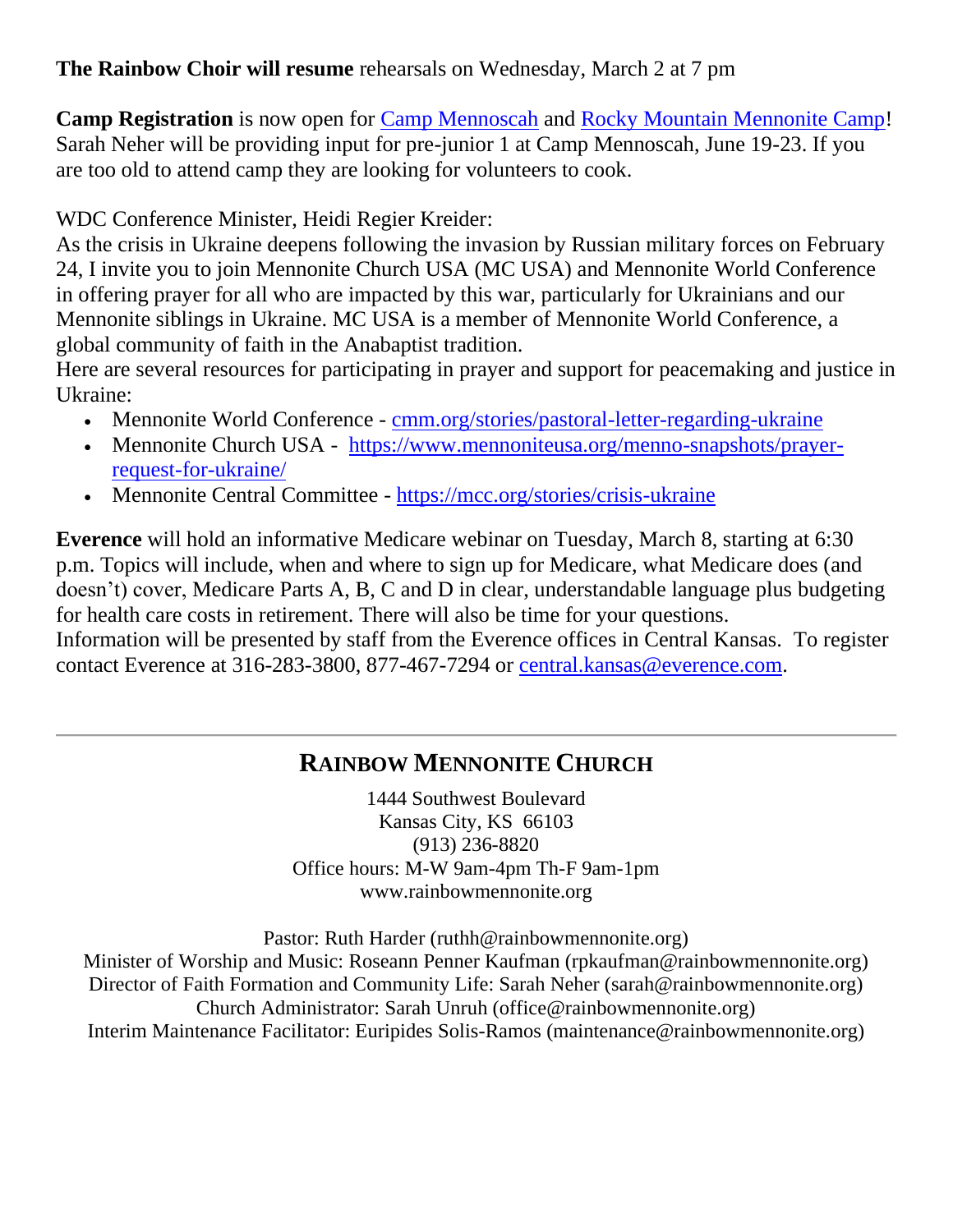**The Rainbow Choir will resume** rehearsals on Wednesday, March 2 at 7 pm

**Camp Registration** is now open for [Camp Mennoscah]() and [Rocky Mountain Mennonite Camp]()! Sarah Neher will be providing input for pre-junior 1 at Camp Mennoscah, June 19-23. If you are too old to attend camp they are looking for volunteers to cook.

WDC Conference Minister, Heidi Regier Kreider:
As the crisis in Ukraine deepens following the invasion by Russian military forces on February 24, I invite you to join Mennonite Church USA (MC USA) and Mennonite World Conference in offering prayer for all who are impacted by this war, particularly for Ukrainians and our Mennonite siblings in Ukraine. MC USA is a member of Mennonite World Conference, a global community of faith in the Anabaptist tradition.
Here are several resources for participating in prayer and support for peacemaking and justice in Ukraine:

- Mennonite World Conference - cmm.org/stories/pastoral-letter-regarding-ukraine
- Mennonite Church USA - https://www.mennoniteusa.org/menno-snapshots/prayer-request-for-ukraine/
- Mennonite Central Committee - https://mcc.org/stories/crisis-ukraine

**Everence** will hold an informative Medicare webinar on Tuesday, March 8, starting at 6:30 p.m. Topics will include, when and where to sign up for Medicare, what Medicare does (and doesn't) cover, Medicare Parts A, B, C and D in clear, understandable language plus budgeting for health care costs in retirement. There will also be time for your questions.
Information will be presented by staff from the Everence offices in Central Kansas. To register contact Everence at 316-283-3800, 877-467-7294 or central.kansas@everence.com.

---

## RAINBOW MENNONITE CHURCH

1444 Southwest Boulevard
Kansas City, KS 66103
(913) 236-8820
Office hours: M-W 9am-4pm Th-F 9am-1pm
www.rainbowmennonite.org

Pastor: Ruth Harder (ruthh@rainbowmennonite.org)
Minister of Worship and Music: Roseann Penner Kaufman (rpkaufman@rainbowmennonite.org)
Director of Faith Formation and Community Life: Sarah Neher (sarah@rainbowmennonite.org)
Church Administrator: Sarah Unruh (office@rainbowmennonite.org)
Interim Maintenance Facilitator: Euripides Solis-Ramos (maintenance@rainbowmennonite.org)